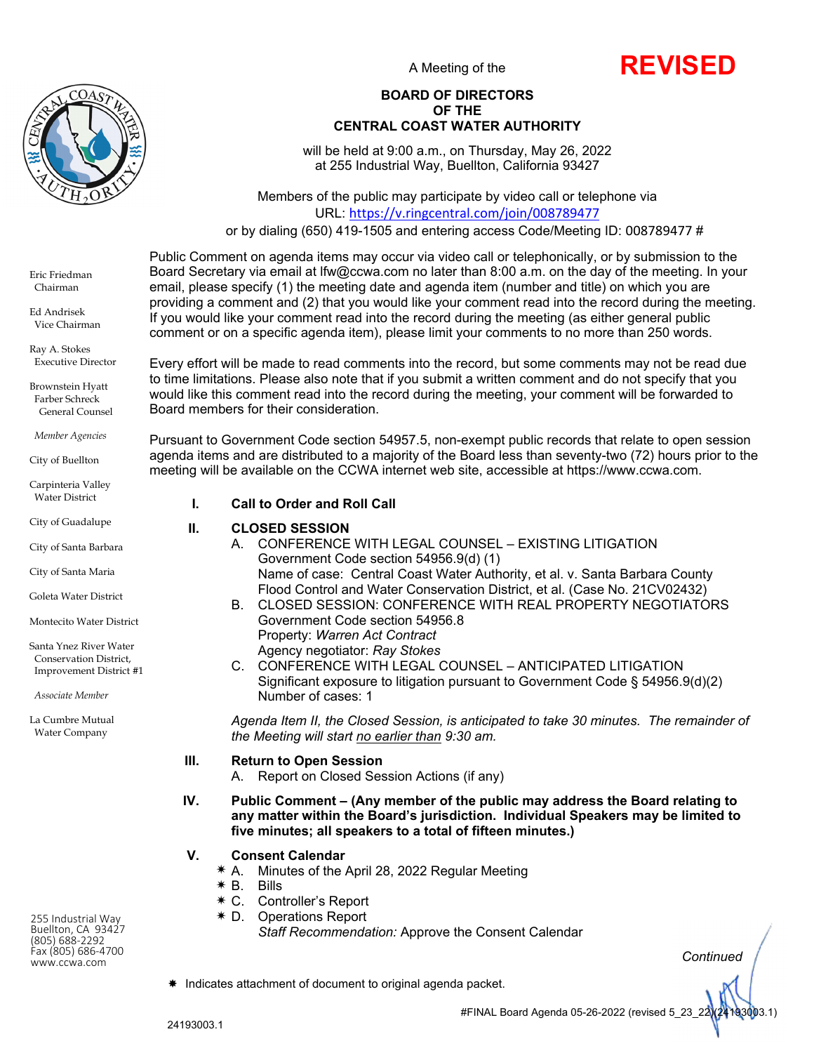A Meeting of the **REVISED**

**BOARD OF DIRECTORS**
**OF THE**
**CENTRAL COAST WATER AUTHORITY**

will be held at 9:00 a.m., on Thursday, May 26, 2022
at 255 Industrial Way, Buellton, California 93427

Members of the public may participate by video call or telephone via
URL: https://v.ringcentral.com/join/008789477
or by dialing (650) 419-1505 and entering access Code/Meeting ID: 008789477 #

Eric Friedman
Chairman

Ed Andrisek
Vice Chairman

Ray A. Stokes
Executive Director

Brownstein Hyatt Farber Schreck
General Counsel

*Member Agencies*

City of Buellton

Carpinteria Valley Water District

City of Guadalupe

City of Santa Barbara

City of Santa Maria

Goleta Water District

Montecito Water District

Santa Ynez River Water Conservation District, Improvement District #1

*Associate Member*

La Cumbre Mutual Water Company

255 Industrial Way
Buellton, CA 93427
(805) 688-2292
Fax (805) 686-4700
www.ccwa.com

Public Comment on agenda items may occur via video call or telephonically, or by submission to the Board Secretary via email at lfw@ccwa.com no later than 8:00 a.m. on the day of the meeting. In your email, please specify (1) the meeting date and agenda item (number and title) on which you are providing a comment and (2) that you would like your comment read into the record during the meeting. If you would like your comment read into the record during the meeting (as either general public comment or on a specific agenda item), please limit your comments to no more than 250 words.

Every effort will be made to read comments into the record, but some comments may not be read due to time limitations. Please also note that if you submit a written comment and do not specify that you would like this comment read into the record during the meeting, your comment will be forwarded to Board members for their consideration.

Pursuant to Government Code section 54957.5, non-exempt public records that relate to open session agenda items and are distributed to a majority of the Board less than seventy-two (72) hours prior to the meeting will be available on the CCWA internet web site, accessible at https://www.ccwa.com.

**I. Call to Order and Roll Call**

**II. CLOSED SESSION**

A. CONFERENCE WITH LEGAL COUNSEL – EXISTING LITIGATION
Government Code section 54956.9(d) (1)
Name of case: Central Coast Water Authority, et al. v. Santa Barbara County Flood Control and Water Conservation District, et al. (Case No. 21CV02432)

B. CLOSED SESSION: CONFERENCE WITH REAL PROPERTY NEGOTIATORS
Government Code section 54956.8
Property: *Warren Act Contract*
Agency negotiator: *Ray Stokes*

C. CONFERENCE WITH LEGAL COUNSEL – ANTICIPATED LITIGATION
Significant exposure to litigation pursuant to Government Code § 54956.9(d)(2)
Number of cases: 1

*Agenda Item II, the Closed Session, is anticipated to take 30 minutes. The remainder of the Meeting will start no earlier than 9:30 am.*

**III. Return to Open Session**

A. Report on Closed Session Actions (if any)

**IV. Public Comment – (Any member of the public may address the Board relating to any matter within the Board's jurisdiction. Individual Speakers may be limited to five minutes; all speakers to a total of fifteen minutes.)**

**V. Consent Calendar**

✷ A. Minutes of the April 28, 2022 Regular Meeting
✷ B. Bills
✷ C. Controller's Report
✷ D. Operations Report
*Staff Recommendation:* Approve the Consent Calendar

*Continued*

✷ Indicates attachment of document to original agenda packet.

#FINAL Board Agenda 05-26-2022 (revised 5_23_22)(24193003.1)

24193003.1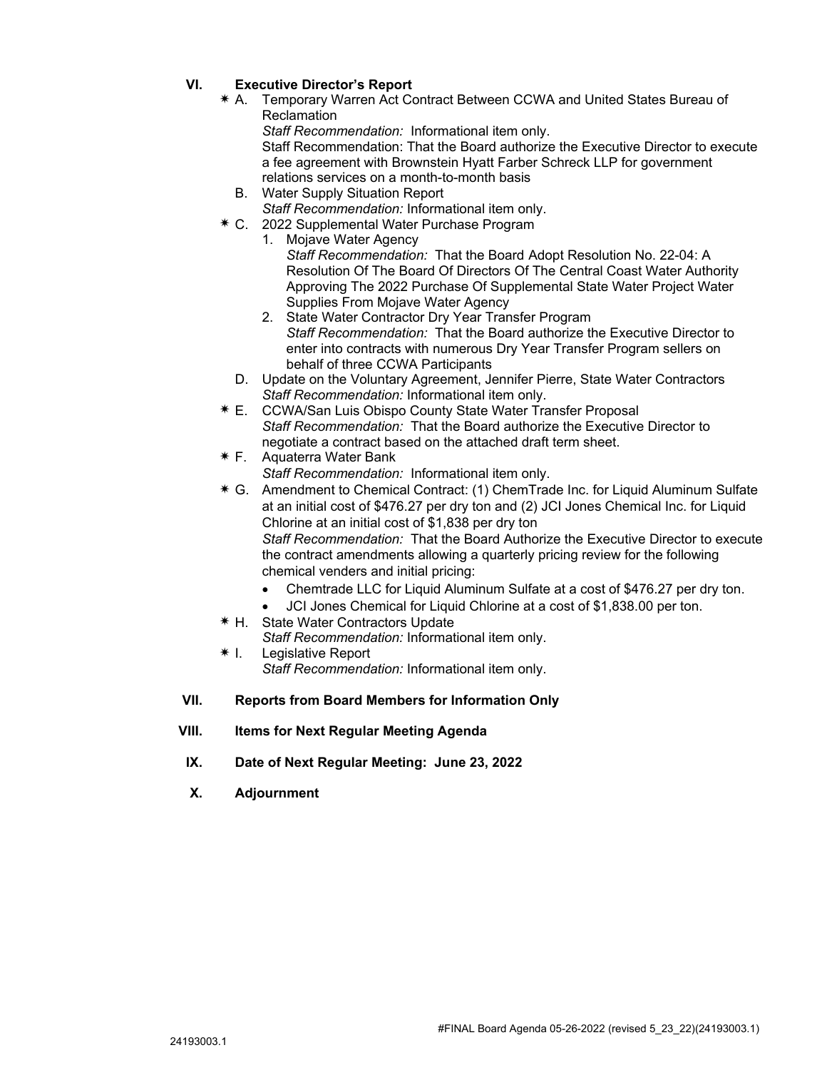**VI. Executive Director's Report**

* ✳ A. Temporary Warren Act Contract Between CCWA and United States Bureau of Reclamation
  *Staff Recommendation:* Informational item only.
  Staff Recommendation: That the Board authorize the Executive Director to execute a fee agreement with Brownstein Hyatt Farber Schreck LLP for government relations services on a month-to-month basis
* B. Water Supply Situation Report
  *Staff Recommendation:* Informational item only.
* ✳ C. 2022 Supplemental Water Purchase Program
  1. Mojave Water Agency
     *Staff Recommendation:* That the Board Adopt Resolution No. 22-04: A Resolution Of The Board Of Directors Of The Central Coast Water Authority Approving The 2022 Purchase Of Supplemental State Water Project Water Supplies From Mojave Water Agency
  2. State Water Contractor Dry Year Transfer Program
     *Staff Recommendation:* That the Board authorize the Executive Director to enter into contracts with numerous Dry Year Transfer Program sellers on behalf of three CCWA Participants
* D. Update on the Voluntary Agreement, Jennifer Pierre, State Water Contractors
  *Staff Recommendation:* Informational item only.
* ✳ E. CCWA/San Luis Obispo County State Water Transfer Proposal
  *Staff Recommendation:* That the Board authorize the Executive Director to negotiate a contract based on the attached draft term sheet.
* ✳ F. Aquaterra Water Bank
  *Staff Recommendation:* Informational item only.
* ✳ G. Amendment to Chemical Contract: (1) ChemTrade Inc. for Liquid Aluminum Sulfate at an initial cost of $476.27 per dry ton and (2) JCI Jones Chemical Inc. for Liquid Chlorine at an initial cost of $1,838 per dry ton
  *Staff Recommendation:* That the Board Authorize the Executive Director to execute the contract amendments allowing a quarterly pricing review for the following chemical venders and initial pricing:
  - Chemtrade LLC for Liquid Aluminum Sulfate at a cost of $476.27 per dry ton.
  - JCI Jones Chemical for Liquid Chlorine at a cost of $1,838.00 per ton.
* ✳ H. State Water Contractors Update
  *Staff Recommendation:* Informational item only.
* ✳ I. Legislative Report
  *Staff Recommendation:* Informational item only.

**VII. Reports from Board Members for Information Only**

**VIII. Items for Next Regular Meeting Agenda**

**IX. Date of Next Regular Meeting: June 23, 2022**

**X. Adjournment**

#FINAL Board Agenda 05-26-2022 (revised 5_23_22)(24193003.1)

24193003.1